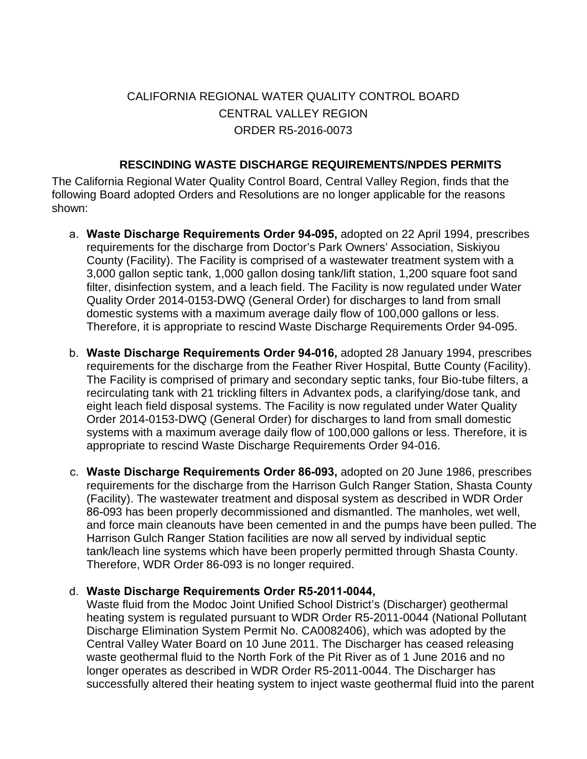CALIFORNIA REGIONAL WATER QUALITY CONTROL BOARD
CENTRAL VALLEY REGION
ORDER R5-2016-0073

### RESCINDING WASTE DISCHARGE REQUIREMENTS/NPDES PERMITS

The California Regional Water Quality Control Board, Central Valley Region, finds that the following Board adopted Orders and Resolutions are no longer applicable for the reasons shown:

a. **Waste Discharge Requirements Order 94-095,** adopted on 22 April 1994, prescribes requirements for the discharge from Doctor's Park Owners' Association, Siskiyou County (Facility). The Facility is comprised of a wastewater treatment system with a 3,000 gallon septic tank, 1,000 gallon dosing tank/lift station, 1,200 square foot sand filter, disinfection system, and a leach field. The Facility is now regulated under Water Quality Order 2014-0153-DWQ (General Order) for discharges to land from small domestic systems with a maximum average daily flow of 100,000 gallons or less. Therefore, it is appropriate to rescind Waste Discharge Requirements Order 94-095.

b. **Waste Discharge Requirements Order 94-016,** adopted 28 January 1994, prescribes requirements for the discharge from the Feather River Hospital, Butte County (Facility). The Facility is comprised of primary and secondary septic tanks, four Bio-tube filters, a recirculating tank with 21 trickling filters in Advantex pods, a clarifying/dose tank, and eight leach field disposal systems. The Facility is now regulated under Water Quality Order 2014-0153-DWQ (General Order) for discharges to land from small domestic systems with a maximum average daily flow of 100,000 gallons or less. Therefore, it is appropriate to rescind Waste Discharge Requirements Order 94-016.

c. **Waste Discharge Requirements Order 86-093,** adopted on 20 June 1986, prescribes requirements for the discharge from the Harrison Gulch Ranger Station, Shasta County (Facility). The wastewater treatment and disposal system as described in WDR Order 86-093 has been properly decommissioned and dismantled. The manholes, wet well, and force main cleanouts have been cemented in and the pumps have been pulled. The Harrison Gulch Ranger Station facilities are now all served by individual septic tank/leach line systems which have been properly permitted through Shasta County. Therefore, WDR Order 86-093 is no longer required.

d. **Waste Discharge Requirements Order R5-2011-0044,**
Waste fluid from the Modoc Joint Unified School District's (Discharger) geothermal heating system is regulated pursuant to WDR Order R5-2011-0044 (National Pollutant Discharge Elimination System Permit No. CA0082406), which was adopted by the Central Valley Water Board on 10 June 2011. The Discharger has ceased releasing waste geothermal fluid to the North Fork of the Pit River as of 1 June 2016 and no longer operates as described in WDR Order R5-2011-0044. The Discharger has successfully altered their heating system to inject waste geothermal fluid into the parent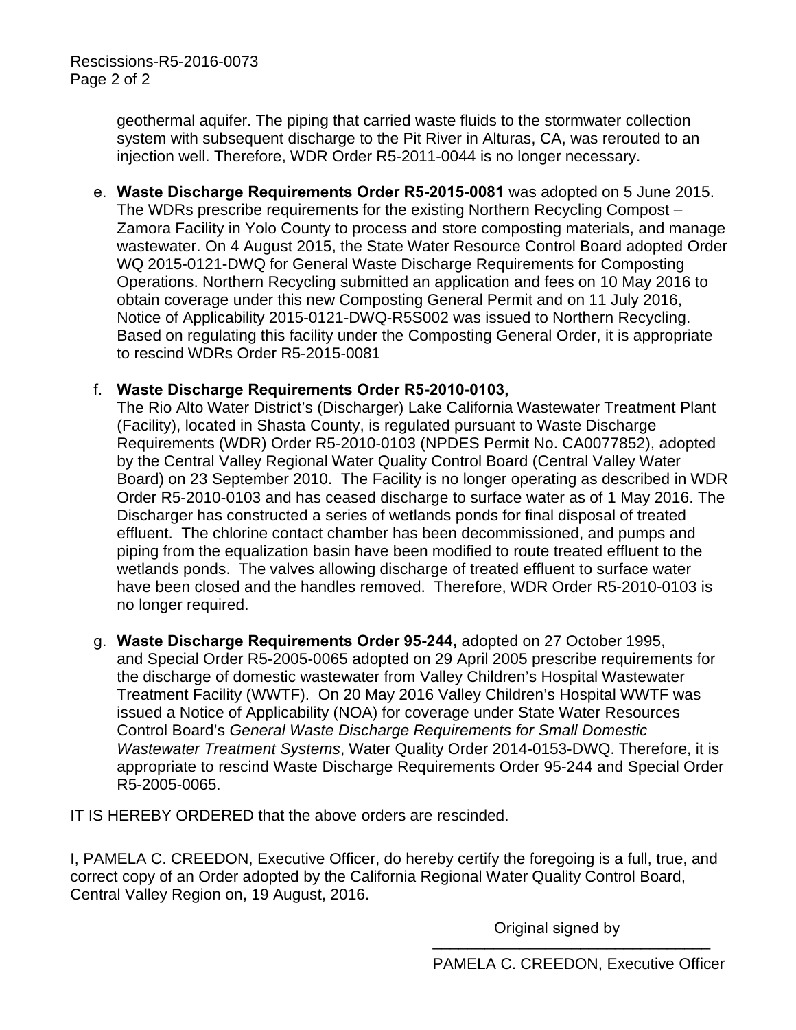geothermal aquifer. The piping that carried waste fluids to the stormwater collection system with subsequent discharge to the Pit River in Alturas, CA, was rerouted to an injection well. Therefore, WDR Order R5-2011-0044 is no longer necessary.

e. **Waste Discharge Requirements Order R5-2015-0081** was adopted on 5 June 2015. The WDRs prescribe requirements for the existing Northern Recycling Compost – Zamora Facility in Yolo County to process and store composting materials, and manage wastewater. On 4 August 2015, the State Water Resource Control Board adopted Order WQ 2015-0121-DWQ for General Waste Discharge Requirements for Composting Operations. Northern Recycling submitted an application and fees on 10 May 2016 to obtain coverage under this new Composting General Permit and on 11 July 2016, Notice of Applicability 2015-0121-DWQ-R5S002 was issued to Northern Recycling. Based on regulating this facility under the Composting General Order, it is appropriate to rescind WDRs Order R5-2015-0081

f. **Waste Discharge Requirements Order R5-2010-0103,**
The Rio Alto Water District's (Discharger) Lake California Wastewater Treatment Plant (Facility), located in Shasta County, is regulated pursuant to Waste Discharge Requirements (WDR) Order R5-2010-0103 (NPDES Permit No. CA0077852), adopted by the Central Valley Regional Water Quality Control Board (Central Valley Water Board) on 23 September 2010. The Facility is no longer operating as described in WDR Order R5-2010-0103 and has ceased discharge to surface water as of 1 May 2016. The Discharger has constructed a series of wetlands ponds for final disposal of treated effluent. The chlorine contact chamber has been decommissioned, and pumps and piping from the equalization basin have been modified to route treated effluent to the wetlands ponds. The valves allowing discharge of treated effluent to surface water have been closed and the handles removed. Therefore, WDR Order R5-2010-0103 is no longer required.

g. **Waste Discharge Requirements Order 95-244,** adopted on 27 October 1995, and Special Order R5-2005-0065 adopted on 29 April 2005 prescribe requirements for the discharge of domestic wastewater from Valley Children's Hospital Wastewater Treatment Facility (WWTF). On 20 May 2016 Valley Children's Hospital WWTF was issued a Notice of Applicability (NOA) for coverage under State Water Resources Control Board's *General Waste Discharge Requirements for Small Domestic Wastewater Treatment Systems*, Water Quality Order 2014-0153-DWQ. Therefore, it is appropriate to rescind Waste Discharge Requirements Order 95-244 and Special Order R5-2005-0065.

IT IS HEREBY ORDERED that the above orders are rescinded.

I, PAMELA C. CREEDON, Executive Officer, do hereby certify the foregoing is a full, true, and correct copy of an Order adopted by the California Regional Water Quality Control Board, Central Valley Region on, 19 August, 2016.

Original signed by

PAMELA C. CREEDON, Executive Officer